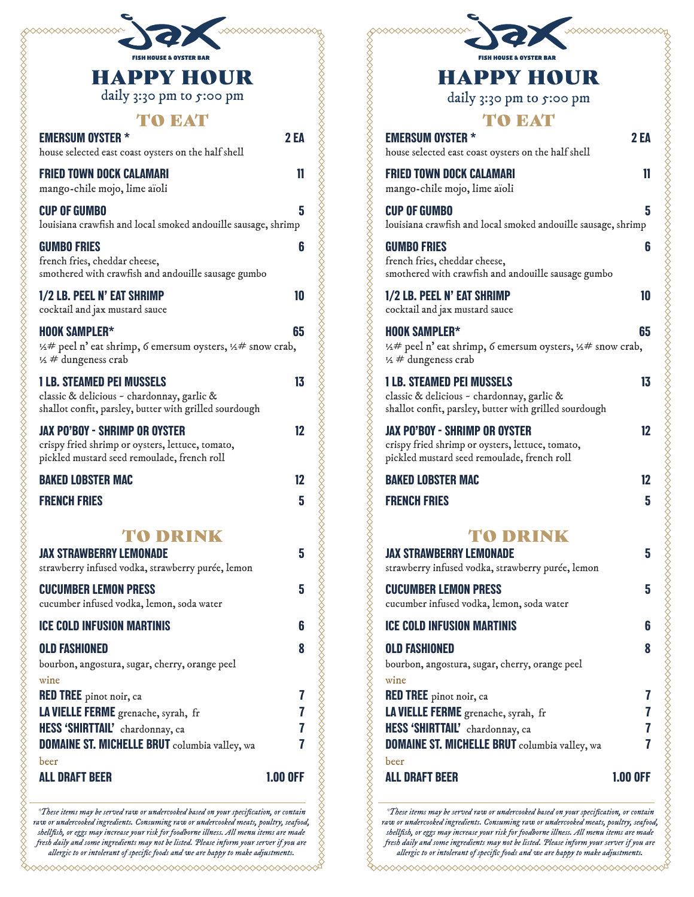# jax

FISH HOUSE & OYSTER BAR

# HAPPY HOUR

daily 3:30 pm to 5:00 pm

## TO EAT

**EMERSUM OYSTER *** — 2 EA
house selected east coast oysters on the half shell

**FRIED TOWN DOCK CALAMARI** — 11
mango-chile mojo, lime aïoli

**CUP OF GUMBO** — 5
louisiana crawfish and local smoked andouille sausage, shrimp

**GUMBO FRIES** — 6
french fries, cheddar cheese,
smothered with crawfish and andouille sausage gumbo

**1/2 LB. PEEL N' EAT SHRIMP** — 10
cocktail and jax mustard sauce

**HOOK SAMPLER*** — 65
½# peel n' eat shrimp, 6 emersum oysters, ½# snow crab,
½ # dungeness crab

**1 LB. STEAMED PEI MUSSELS** — 13
classic & delicious ~ chardonnay, garlic &
shallot confit, parsley, butter with grilled sourdough

**JAX PO'BOY - SHRIMP OR OYSTER** — 12
crispy fried shrimp or oysters, lettuce, tomato,
pickled mustard seed remoulade, french roll

**BAKED LOBSTER MAC** — 12

**FRENCH FRIES** — 5

## TO DRINK

**JAX STRAWBERRY LEMONADE** — 5
strawberry infused vodka, strawberry purée, lemon

**CUCUMBER LEMON PRESS** — 5
cucumber infused vodka, lemon, soda water

**ICE COLD INFUSION MARTINIS** — 6

**OLD FASHIONED** — 8
bourbon, angostura, sugar, cherry, orange peel

### wine

**RED TREE** pinot noir, ca — 7
**LA VIELLE FERME** grenache, syrah, fr — 7
**HESS 'SHIRTTAIL'** chardonnay, ca — 7
**DOMAINE ST. MICHELLE BRUT** columbia valley, wa — 7

### beer

**ALL DRAFT BEER** — 1.00 OFF

*\*These items may be served raw or undercooked based on your specification, or contain raw or undercooked ingredients. Consuming raw or undercooked meats, poultry, seafood, shellfish, or eggs may increase your risk for foodborne illness. All menu items are made fresh daily and some ingredients may not be listed. Please inform your server if you are allergic to or intolerant of specific foods and we are happy to make adjustments.*

# jax

FISH HOUSE & OYSTER BAR

# HAPPY HOUR

daily 3:30 pm to 5:00 pm

## TO EAT

**EMERSUM OYSTER *** — 2 EA
house selected east coast oysters on the half shell

**FRIED TOWN DOCK CALAMARI** — 11
mango-chile mojo, lime aïoli

**CUP OF GUMBO** — 5
louisiana crawfish and local smoked andouille sausage, shrimp

**GUMBO FRIES** — 6
french fries, cheddar cheese,
smothered with crawfish and andouille sausage gumbo

**1/2 LB. PEEL N' EAT SHRIMP** — 10
cocktail and jax mustard sauce

**HOOK SAMPLER*** — 65
½# peel n' eat shrimp, 6 emersum oysters, ½# snow crab,
½ # dungeness crab

**1 LB. STEAMED PEI MUSSELS** — 13
classic & delicious ~ chardonnay, garlic &
shallot confit, parsley, butter with grilled sourdough

**JAX PO'BOY - SHRIMP OR OYSTER** — 12
crispy fried shrimp or oysters, lettuce, tomato,
pickled mustard seed remoulade, french roll

**BAKED LOBSTER MAC** — 12

**FRENCH FRIES** — 5

## TO DRINK

**JAX STRAWBERRY LEMONADE** — 5
strawberry infused vodka, strawberry purée, lemon

**CUCUMBER LEMON PRESS** — 5
cucumber infused vodka, lemon, soda water

**ICE COLD INFUSION MARTINIS** — 6

**OLD FASHIONED** — 8
bourbon, angostura, sugar, cherry, orange peel

### wine

**RED TREE** pinot noir, ca — 7
**LA VIELLE FERME** grenache, syrah, fr — 7
**HESS 'SHIRTTAIL'** chardonnay, ca — 7
**DOMAINE ST. MICHELLE BRUT** columbia valley, wa — 7

### beer

**ALL DRAFT BEER** — 1.00 OFF

*\*These items may be served raw or undercooked based on your specification, or contain raw or undercooked ingredients. Consuming raw or undercooked meats, poultry, seafood, shellfish, or eggs may increase your risk for foodborne illness. All menu items are made fresh daily and some ingredients may not be listed. Please inform your server if you are allergic to or intolerant of specific foods and we are happy to make adjustments.*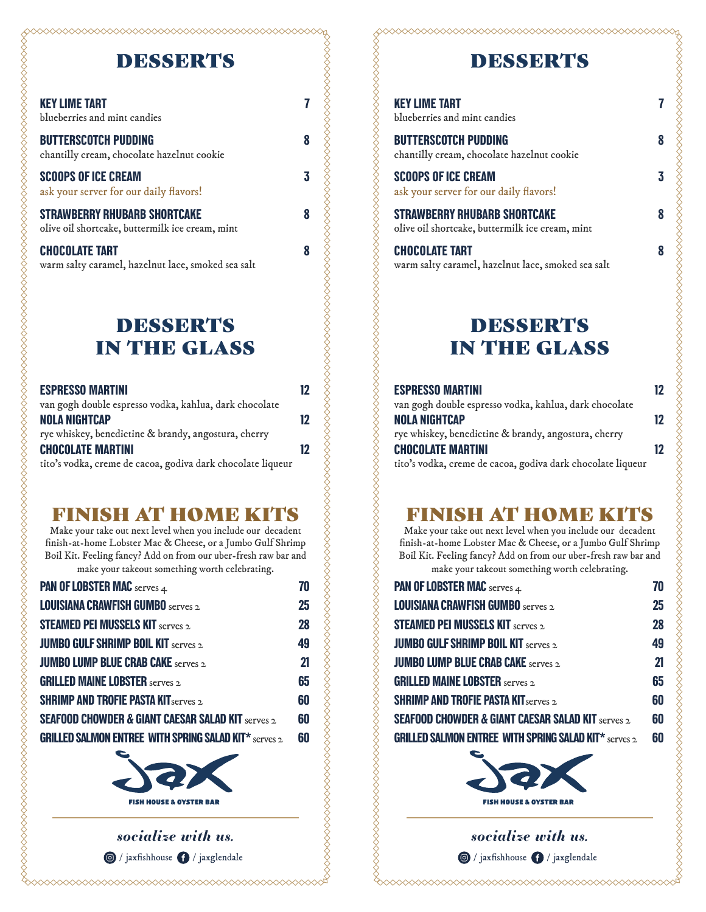# DESSERTS

**KEY LIME TART** 7
blueberries and mint candies

**BUTTERSCOTCH PUDDING** 8
chantilly cream, chocolate hazelnut cookie

**SCOOPS OF ICE CREAM** 3
ask your server for our daily flavors!

**STRAWBERRY RHUBARB SHORTCAKE** 8
olive oil shortcake, buttermilk ice cream, mint

**CHOCOLATE TART** 8
warm salty caramel, hazelnut lace, smoked sea salt

# DESSERTS IN THE GLASS

**ESPRESSO MARTINI** 12
van gogh double espresso vodka, kahlua, dark chocolate

**NOLA NIGHTCAP** 12
rye whiskey, benedictine & brandy, angostura, cherry

**CHOCOLATE MARTINI** 12
tito's vodka, creme de cacoa, godiva dark chocolate liqueur

# FINISH AT HOME KITS

Make your take out next level when you include our decadent finish-at-home Lobster Mac & Cheese, or a Jumbo Gulf Shrimp Boil Kit. Feeling fancy? Add on from our uber-fresh raw bar and make your takeout something worth celebrating.

| | |
|---|---|
| **PAN OF LOBSTER MAC** serves 4 | 70 |
| **LOUISIANA CRAWFISH GUMBO** serves 2 | 25 |
| **STEAMED PEI MUSSELS KIT** serves 2 | 28 |
| **JUMBO GULF SHRIMP BOIL KIT** serves 2 | 49 |
| **JUMBO LUMP BLUE CRAB CAKE** serves 2 | 21 |
| **GRILLED MAINE LOBSTER** serves 2 | 65 |
| **SHRIMP AND TROFIE PASTA KIT** serves 2 | 60 |
| **SEAFOOD CHOWDER & GIANT CAESAR SALAD KIT** serves 2 | 60 |
| **GRILLED SALMON ENTREE WITH SPRING SALAD KIT*** serves 2 | 60 |

jax
FISH HOUSE & OYSTER BAR

*socialize with us.*

/ jaxfishhouse / jaxglendale

# DESSERTS

**KEY LIME TART** 7
blueberries and mint candies

**BUTTERSCOTCH PUDDING** 8
chantilly cream, chocolate hazelnut cookie

**SCOOPS OF ICE CREAM** 3
ask your server for our daily flavors!

**STRAWBERRY RHUBARB SHORTCAKE** 8
olive oil shortcake, buttermilk ice cream, mint

**CHOCOLATE TART** 8
warm salty caramel, hazelnut lace, smoked sea salt

# DESSERTS IN THE GLASS

**ESPRESSO MARTINI** 12
van gogh double espresso vodka, kahlua, dark chocolate

**NOLA NIGHTCAP** 12
rye whiskey, benedictine & brandy, angostura, cherry

**CHOCOLATE MARTINI** 12
tito's vodka, creme de cacoa, godiva dark chocolate liqueur

# FINISH AT HOME KITS

Make your take out next level when you include our decadent finish-at-home Lobster Mac & Cheese, or a Jumbo Gulf Shrimp Boil Kit. Feeling fancy? Add on from our uber-fresh raw bar and make your takeout something worth celebrating.

| | |
|---|---|
| **PAN OF LOBSTER MAC** serves 4 | 70 |
| **LOUISIANA CRAWFISH GUMBO** serves 2 | 25 |
| **STEAMED PEI MUSSELS KIT** serves 2 | 28 |
| **JUMBO GULF SHRIMP BOIL KIT** serves 2 | 49 |
| **JUMBO LUMP BLUE CRAB CAKE** serves 2 | 21 |
| **GRILLED MAINE LOBSTER** serves 2 | 65 |
| **SHRIMP AND TROFIE PASTA KIT** serves 2 | 60 |
| **SEAFOOD CHOWDER & GIANT CAESAR SALAD KIT** serves 2 | 60 |
| **GRILLED SALMON ENTREE WITH SPRING SALAD KIT*** serves 2 | 60 |

jax
FISH HOUSE & OYSTER BAR

*socialize with us.*

/ jaxfishhouse / jaxglendale